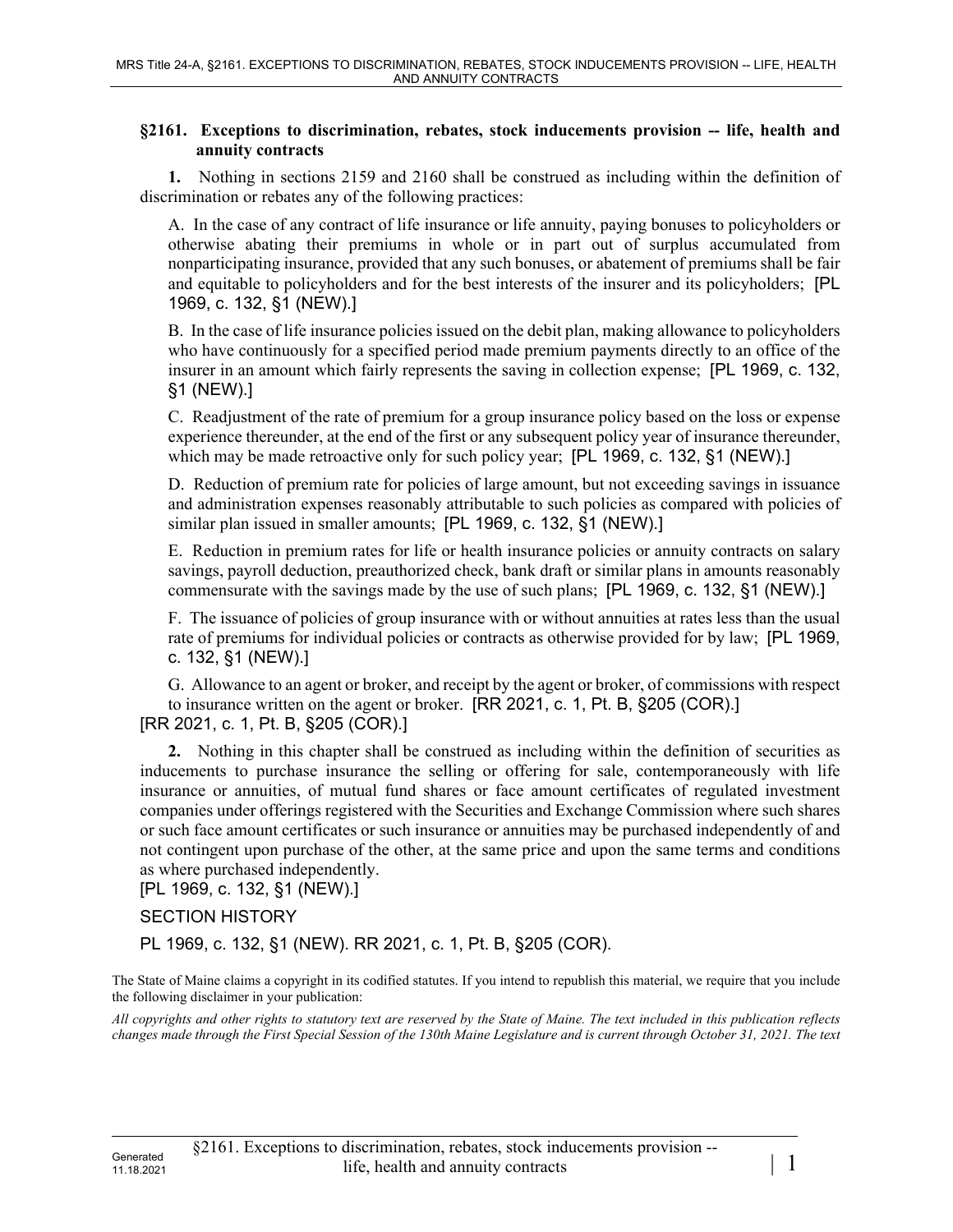### §2161. Exceptions to discrimination, rebates, stock inducements provision -- life, health and annuity contracts

**1.** Nothing in sections 2159 and 2160 shall be construed as including within the definition of discrimination or rebates any of the following practices:

A. In the case of any contract of life insurance or life annuity, paying bonuses to policyholders or otherwise abating their premiums in whole or in part out of surplus accumulated from nonparticipating insurance, provided that any such bonuses, or abatement of premiums shall be fair and equitable to policyholders and for the best interests of the insurer and its policyholders; [PL 1969, c. 132, §1 (NEW).]

B. In the case of life insurance policies issued on the debit plan, making allowance to policyholders who have continuously for a specified period made premium payments directly to an office of the insurer in an amount which fairly represents the saving in collection expense; [PL 1969, c. 132, §1 (NEW).]

C. Readjustment of the rate of premium for a group insurance policy based on the loss or expense experience thereunder, at the end of the first or any subsequent policy year of insurance thereunder, which may be made retroactive only for such policy year; [PL 1969, c. 132, §1 (NEW).]

D. Reduction of premium rate for policies of large amount, but not exceeding savings in issuance and administration expenses reasonably attributable to such policies as compared with policies of similar plan issued in smaller amounts; [PL 1969, c. 132, §1 (NEW).]

E. Reduction in premium rates for life or health insurance policies or annuity contracts on salary savings, payroll deduction, preauthorized check, bank draft or similar plans in amounts reasonably commensurate with the savings made by the use of such plans; [PL 1969, c. 132, §1 (NEW).]

F. The issuance of policies of group insurance with or without annuities at rates less than the usual rate of premiums for individual policies or contracts as otherwise provided for by law; [PL 1969, c. 132, §1 (NEW).]

G. Allowance to an agent or broker, and receipt by the agent or broker, of commissions with respect to insurance written on the agent or broker. [RR 2021, c. 1, Pt. B, §205 (COR).]

[RR 2021, c. 1, Pt. B, §205 (COR).]

**2.** Nothing in this chapter shall be construed as including within the definition of securities as inducements to purchase insurance the selling or offering for sale, contemporaneously with life insurance or annuities, of mutual fund shares or face amount certificates of regulated investment companies under offerings registered with the Securities and Exchange Commission where such shares or such face amount certificates or such insurance or annuities may be purchased independently of and not contingent upon purchase of the other, at the same price and upon the same terms and conditions as where purchased independently.

[PL 1969, c. 132, §1 (NEW).]

SECTION HISTORY

PL 1969, c. 132, §1 (NEW). RR 2021, c. 1, Pt. B, §205 (COR).

The State of Maine claims a copyright in its codified statutes. If you intend to republish this material, we require that you include the following disclaimer in your publication:

*All copyrights and other rights to statutory text are reserved by the State of Maine. The text included in this publication reflects changes made through the First Special Session of the 130th Maine Legislature and is current through October 31, 2021. The text*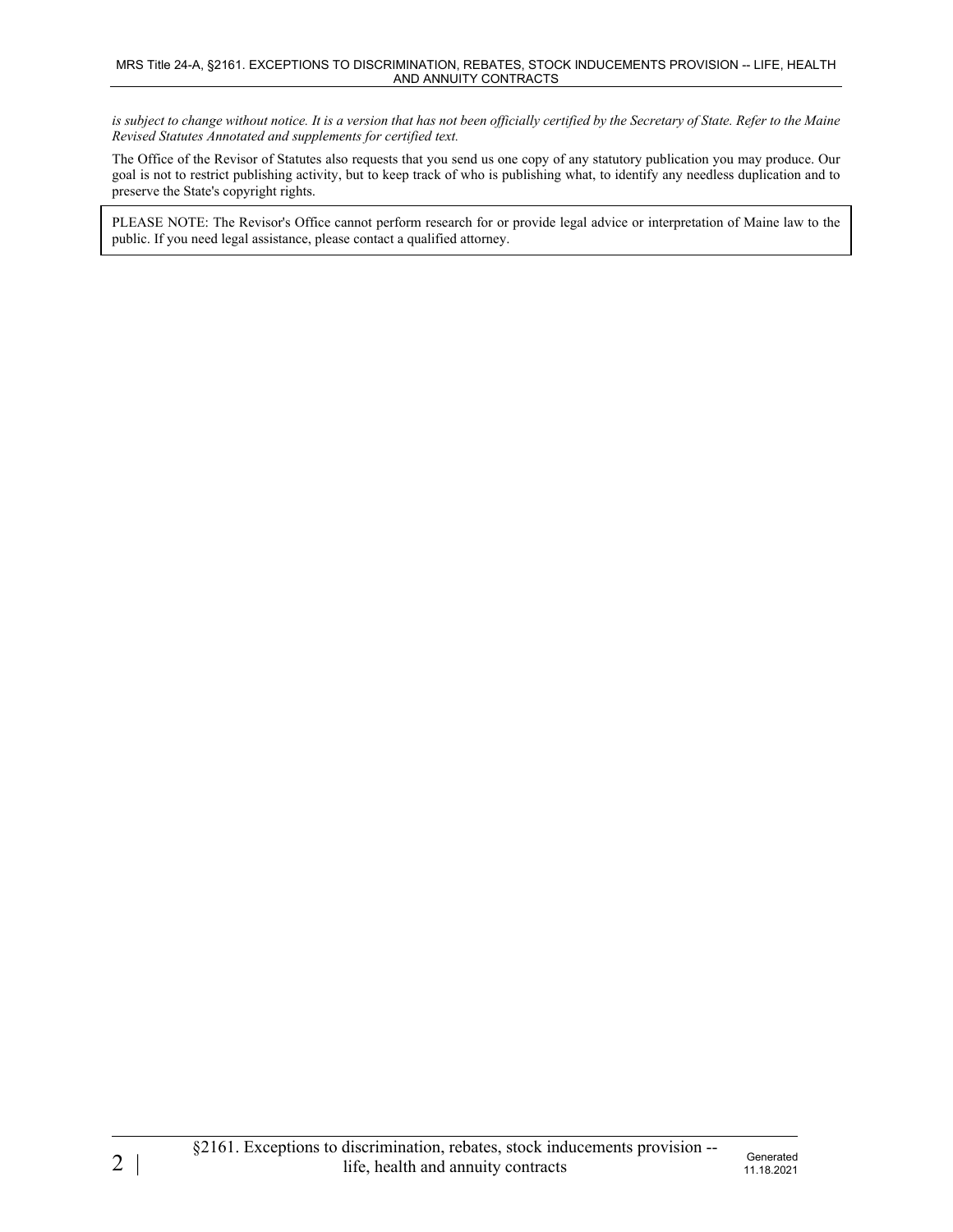*is subject to change without notice. It is a version that has not been officially certified by the Secretary of State. Refer to the Maine Revised Statutes Annotated and supplements for certified text.*

The Office of the Revisor of Statutes also requests that you send us one copy of any statutory publication you may produce. Our goal is not to restrict publishing activity, but to keep track of who is publishing what, to identify any needless duplication and to preserve the State's copyright rights.

PLEASE NOTE: The Revisor's Office cannot perform research for or provide legal advice or interpretation of Maine law to the public. If you need legal assistance, please contact a qualified attorney.